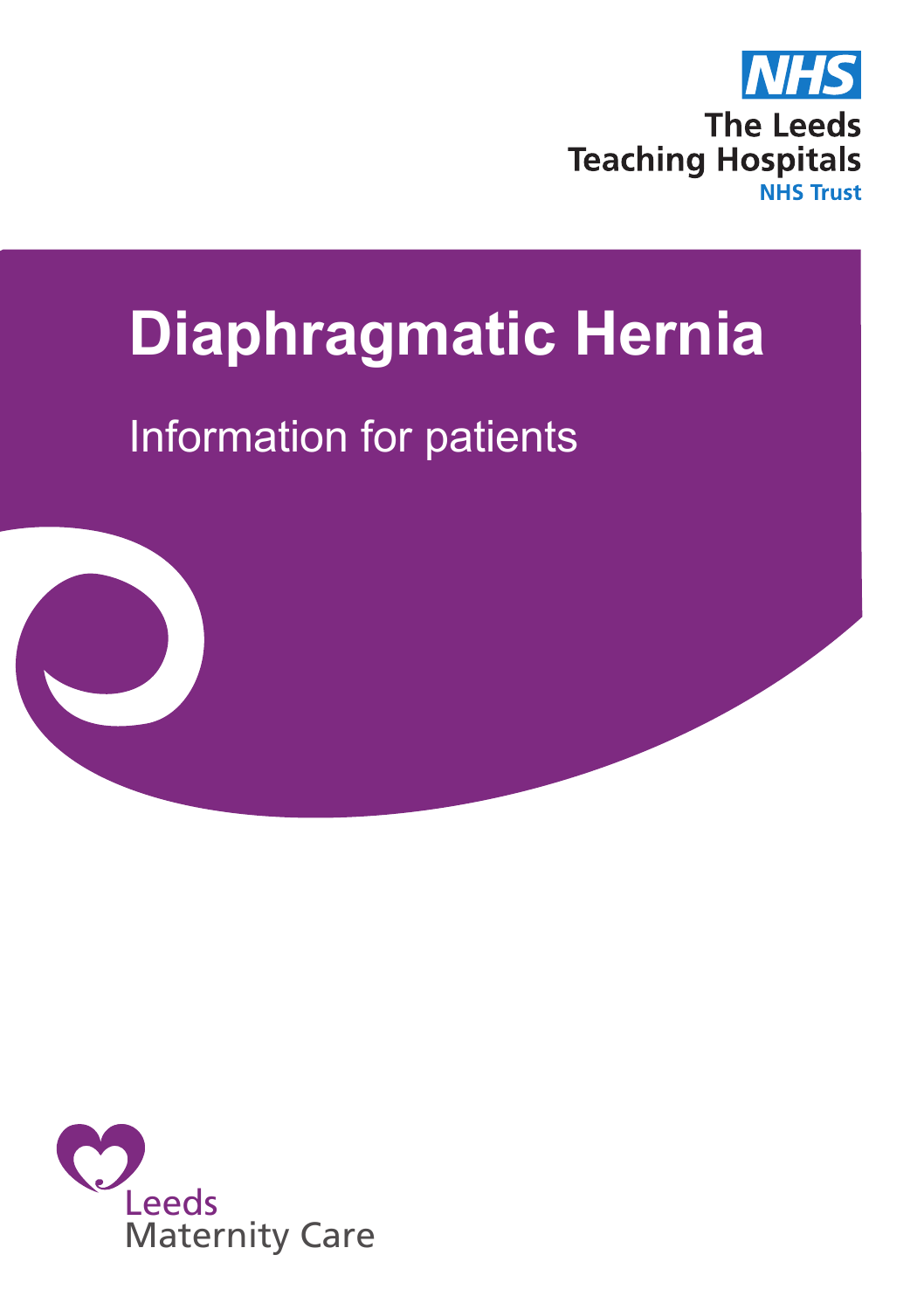NHS

The Leeds Teaching Hospitals
NHS Trust

# Diaphragmatic Hernia

Information for patients

Leeds
Maternity Care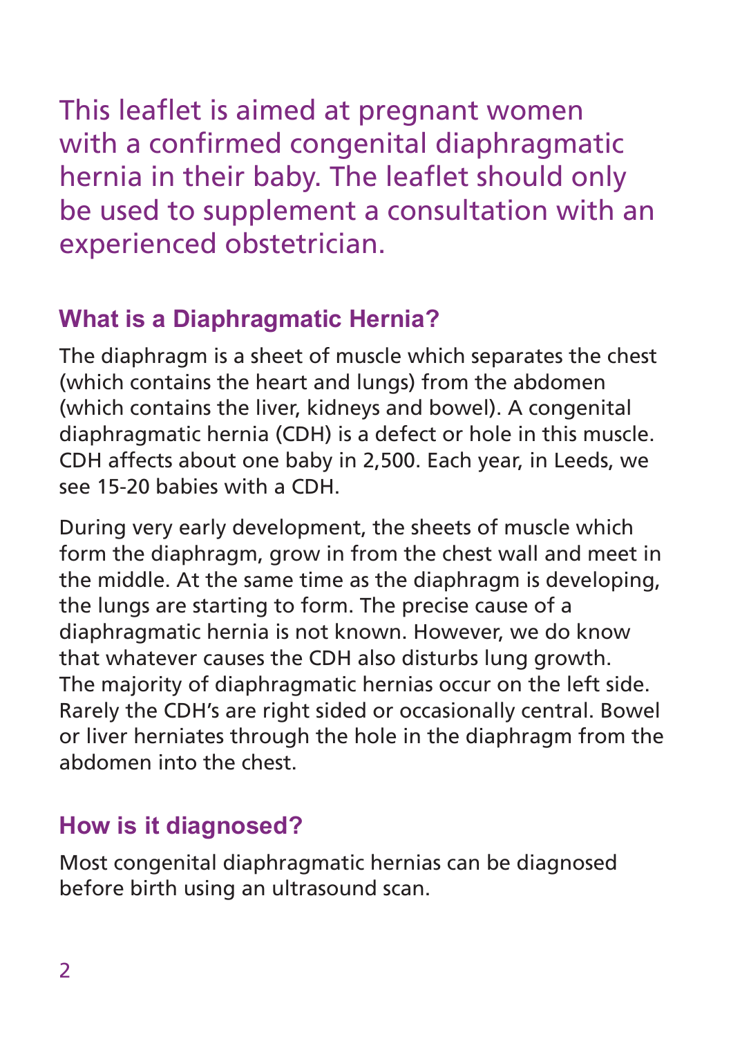This leaflet is aimed at pregnant women with a confirmed congenital diaphragmatic hernia in their baby. The leaflet should only be used to supplement a consultation with an experienced obstetrician.

## What is a Diaphragmatic Hernia?

The diaphragm is a sheet of muscle which separates the chest (which contains the heart and lungs) from the abdomen (which contains the liver, kidneys and bowel). A congenital diaphragmatic hernia (CDH) is a defect or hole in this muscle. CDH affects about one baby in 2,500. Each year, in Leeds, we see 15-20 babies with a CDH.

During very early development, the sheets of muscle which form the diaphragm, grow in from the chest wall and meet in the middle. At the same time as the diaphragm is developing, the lungs are starting to form. The precise cause of a diaphragmatic hernia is not known. However, we do know that whatever causes the CDH also disturbs lung growth. The majority of diaphragmatic hernias occur on the left side. Rarely the CDH's are right sided or occasionally central. Bowel or liver herniates through the hole in the diaphragm from the abdomen into the chest.

## How is it diagnosed?

Most congenital diaphragmatic hernias can be diagnosed before birth using an ultrasound scan.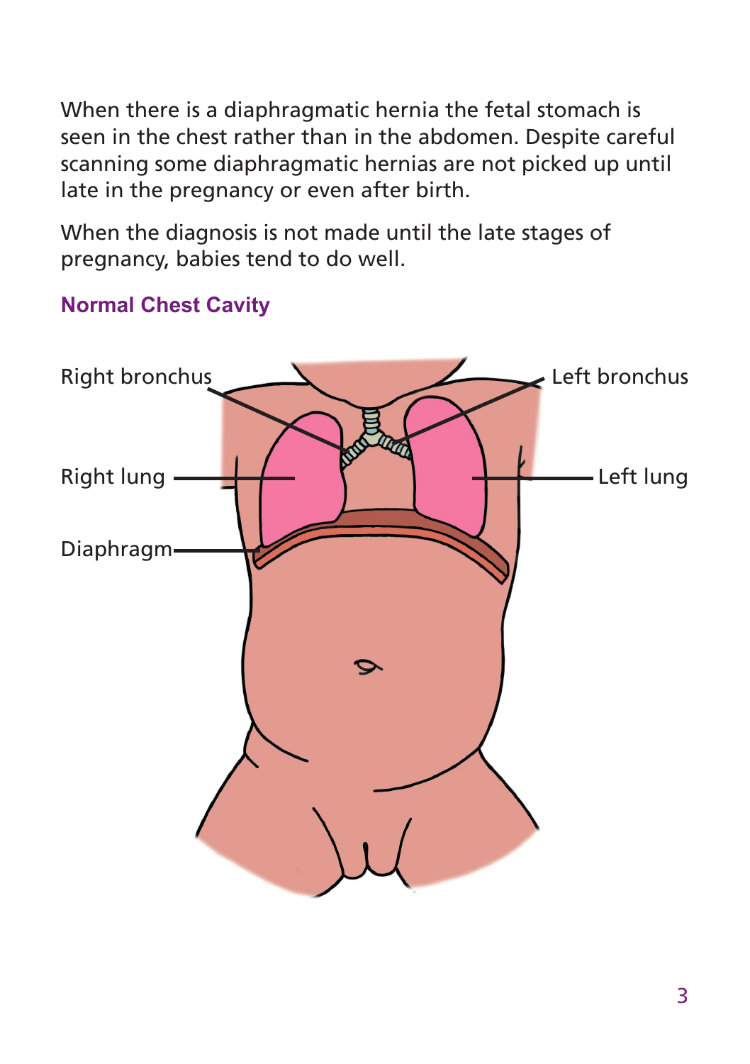When there is a diaphragmatic hernia the fetal stomach is seen in the chest rather than in the abdomen. Despite careful scanning some diaphragmatic hernias are not picked up until late in the pregnancy or even after birth.

When the diagnosis is not made until the late stages of pregnancy, babies tend to do well.

### Normal Chest Cavity

Right bronchus

Left bronchus

Right lung

Left lung

Diaphragm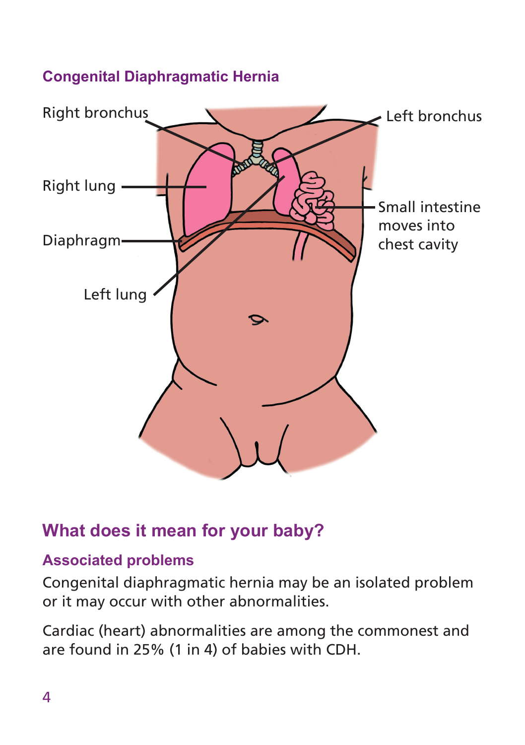### Congenital Diaphragmatic Hernia

Right bronchus

Left bronchus

Right lung

Small intestine moves into chest cavity

Diaphragm

Left lung

## What does it mean for your baby?

### Associated problems

Congenital diaphragmatic hernia may be an isolated problem or it may occur with other abnormalities.

Cardiac (heart) abnormalities are among the commonest and are found in 25% (1 in 4) of babies with CDH.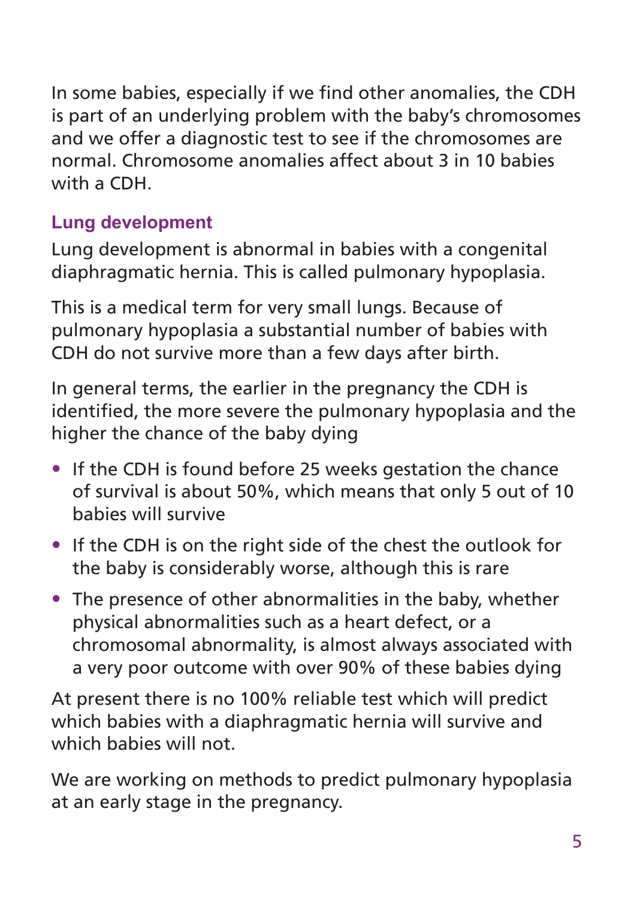In some babies, especially if we find other anomalies, the CDH is part of an underlying problem with the baby's chromosomes and we offer a diagnostic test to see if the chromosomes are normal. Chromosome anomalies affect about 3 in 10 babies with a CDH.

### Lung development

Lung development is abnormal in babies with a congenital diaphragmatic hernia. This is called pulmonary hypoplasia.

This is a medical term for very small lungs. Because of pulmonary hypoplasia a substantial number of babies with CDH do not survive more than a few days after birth.

In general terms, the earlier in the pregnancy the CDH is identified, the more severe the pulmonary hypoplasia and the higher the chance of the baby dying

- If the CDH is found before 25 weeks gestation the chance of survival is about 50%, which means that only 5 out of 10 babies will survive
- If the CDH is on the right side of the chest the outlook for the baby is considerably worse, although this is rare
- The presence of other abnormalities in the baby, whether physical abnormalities such as a heart defect, or a chromosomal abnormality, is almost always associated with a very poor outcome with over 90% of these babies dying

At present there is no 100% reliable test which will predict which babies with a diaphragmatic hernia will survive and which babies will not.

We are working on methods to predict pulmonary hypoplasia at an early stage in the pregnancy.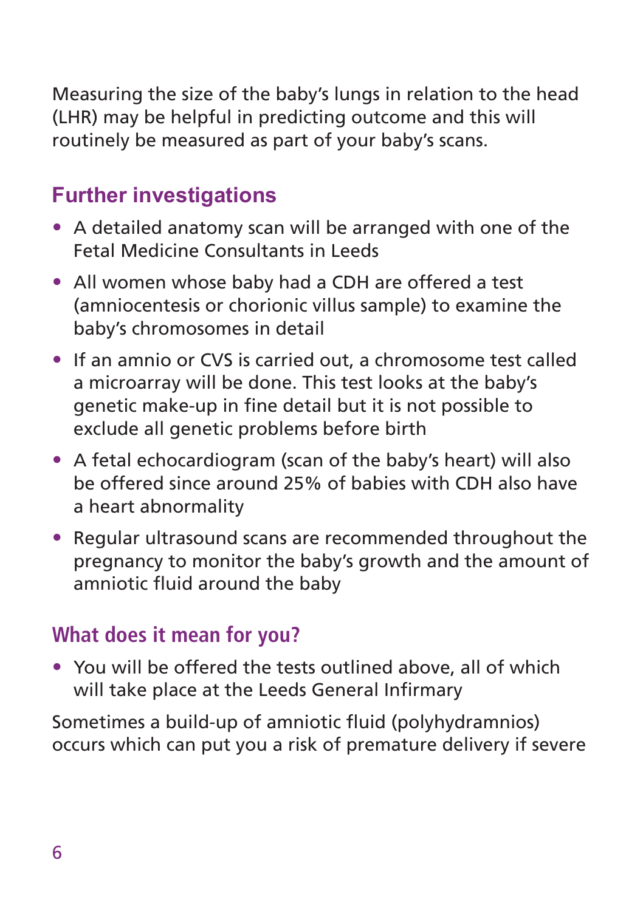Measuring the size of the baby's lungs in relation to the head (LHR) may be helpful in predicting outcome and this will routinely be measured as part of your baby's scans.

## Further investigations

- A detailed anatomy scan will be arranged with one of the Fetal Medicine Consultants in Leeds
- All women whose baby had a CDH are offered a test (amniocentesis or chorionic villus sample) to examine the baby's chromosomes in detail
- If an amnio or CVS is carried out, a chromosome test called a microarray will be done. This test looks at the baby's genetic make-up in fine detail but it is not possible to exclude all genetic problems before birth
- A fetal echocardiogram (scan of the baby's heart) will also be offered since around 25% of babies with CDH also have a heart abnormality
- Regular ultrasound scans are recommended throughout the pregnancy to monitor the baby's growth and the amount of amniotic fluid around the baby

## What does it mean for you?

- You will be offered the tests outlined above, all of which will take place at the Leeds General Infirmary

Sometimes a build-up of amniotic fluid (polyhydramnios) occurs which can put you a risk of premature delivery if severe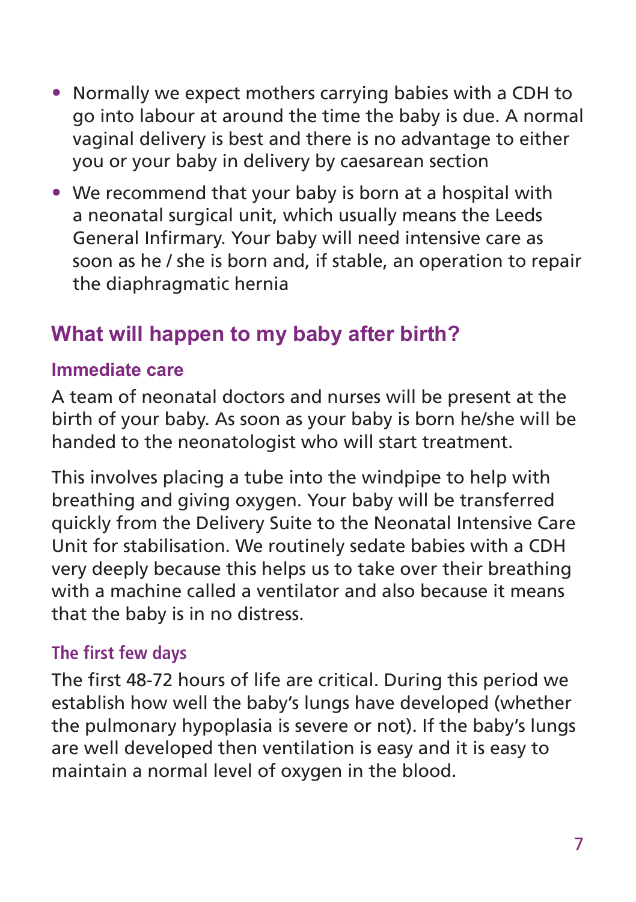- Normally we expect mothers carrying babies with a CDH to go into labour at around the time the baby is due. A normal vaginal delivery is best and there is no advantage to either you or your baby in delivery by caesarean section
- We recommend that your baby is born at a hospital with a neonatal surgical unit, which usually means the Leeds General Infirmary. Your baby will need intensive care as soon as he / she is born and, if stable, an operation to repair the diaphragmatic hernia

## What will happen to my baby after birth?

### Immediate care

A team of neonatal doctors and nurses will be present at the birth of your baby. As soon as your baby is born he/she will be handed to the neonatologist who will start treatment.

This involves placing a tube into the windpipe to help with breathing and giving oxygen. Your baby will be transferred quickly from the Delivery Suite to the Neonatal Intensive Care Unit for stabilisation. We routinely sedate babies with a CDH very deeply because this helps us to take over their breathing with a machine called a ventilator and also because it means that the baby is in no distress.

### The first few days

The first 48-72 hours of life are critical. During this period we establish how well the baby's lungs have developed (whether the pulmonary hypoplasia is severe or not). If the baby's lungs are well developed then ventilation is easy and it is easy to maintain a normal level of oxygen in the blood.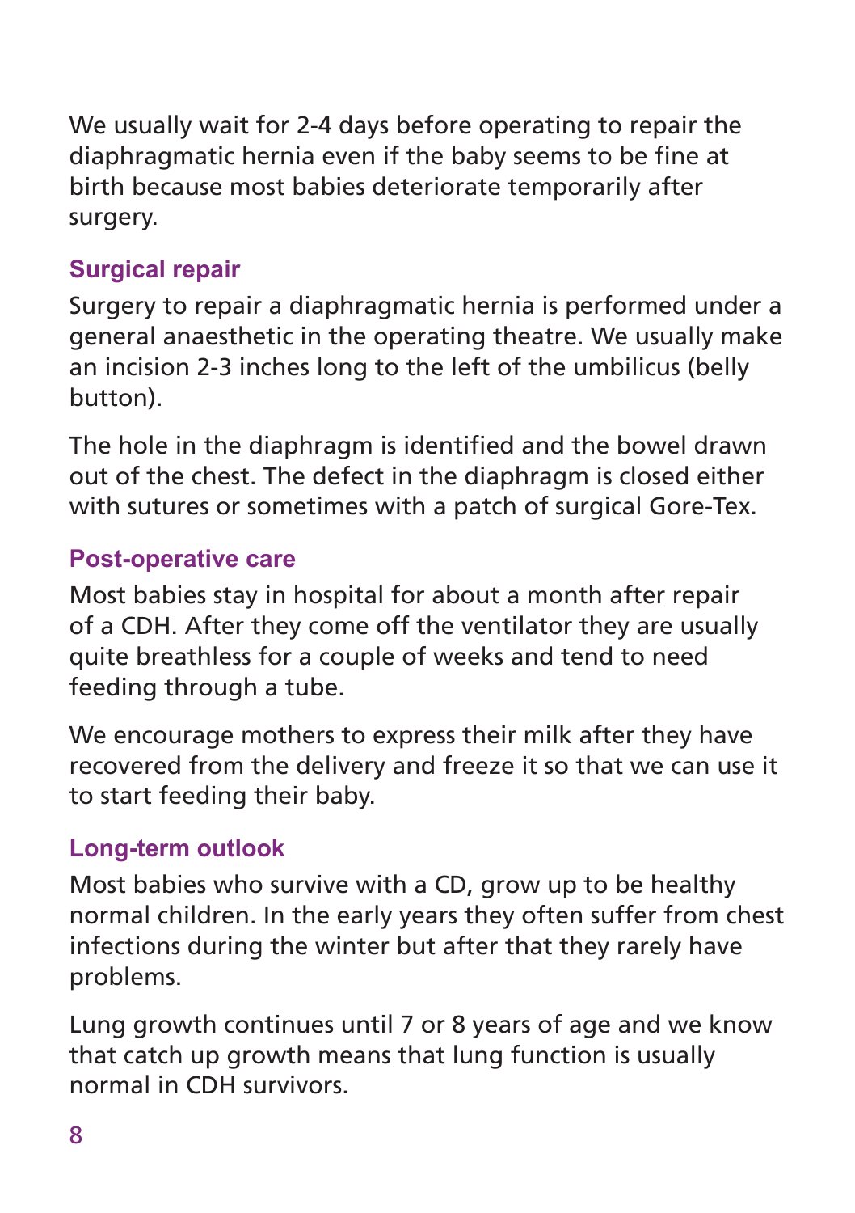We usually wait for 2-4 days before operating to repair the diaphragmatic hernia even if the baby seems to be fine at birth because most babies deteriorate temporarily after surgery.

## Surgical repair

Surgery to repair a diaphragmatic hernia is performed under a general anaesthetic in the operating theatre. We usually make an incision 2-3 inches long to the left of the umbilicus (belly button).

The hole in the diaphragm is identified and the bowel drawn out of the chest. The defect in the diaphragm is closed either with sutures or sometimes with a patch of surgical Gore-Tex.

## Post-operative care

Most babies stay in hospital for about a month after repair of a CDH. After they come off the ventilator they are usually quite breathless for a couple of weeks and tend to need feeding through a tube.

We encourage mothers to express their milk after they have recovered from the delivery and freeze it so that we can use it to start feeding their baby.

## Long-term outlook

Most babies who survive with a CD, grow up to be healthy normal children. In the early years they often suffer from chest infections during the winter but after that they rarely have problems.

Lung growth continues until 7 or 8 years of age and we know that catch up growth means that lung function is usually normal in CDH survivors.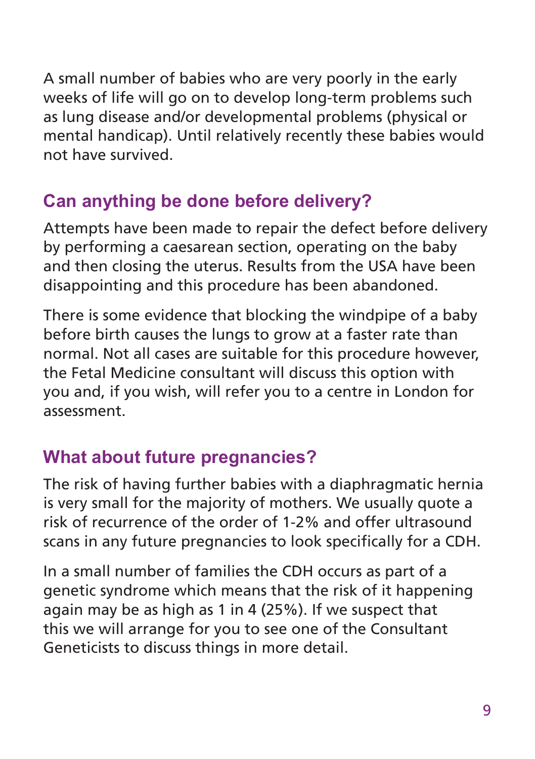A small number of babies who are very poorly in the early weeks of life will go on to develop long-term problems such as lung disease and/or developmental problems (physical or mental handicap). Until relatively recently these babies would not have survived.

## Can anything be done before delivery?

Attempts have been made to repair the defect before delivery by performing a caesarean section, operating on the baby and then closing the uterus. Results from the USA have been disappointing and this procedure has been abandoned.

There is some evidence that blocking the windpipe of a baby before birth causes the lungs to grow at a faster rate than normal. Not all cases are suitable for this procedure however, the Fetal Medicine consultant will discuss this option with you and, if you wish, will refer you to a centre in London for assessment.

## What about future pregnancies?

The risk of having further babies with a diaphragmatic hernia is very small for the majority of mothers. We usually quote a risk of recurrence of the order of 1-2% and offer ultrasound scans in any future pregnancies to look specifically for a CDH.

In a small number of families the CDH occurs as part of a genetic syndrome which means that the risk of it happening again may be as high as 1 in 4 (25%). If we suspect that this we will arrange for you to see one of the Consultant Geneticists to discuss things in more detail.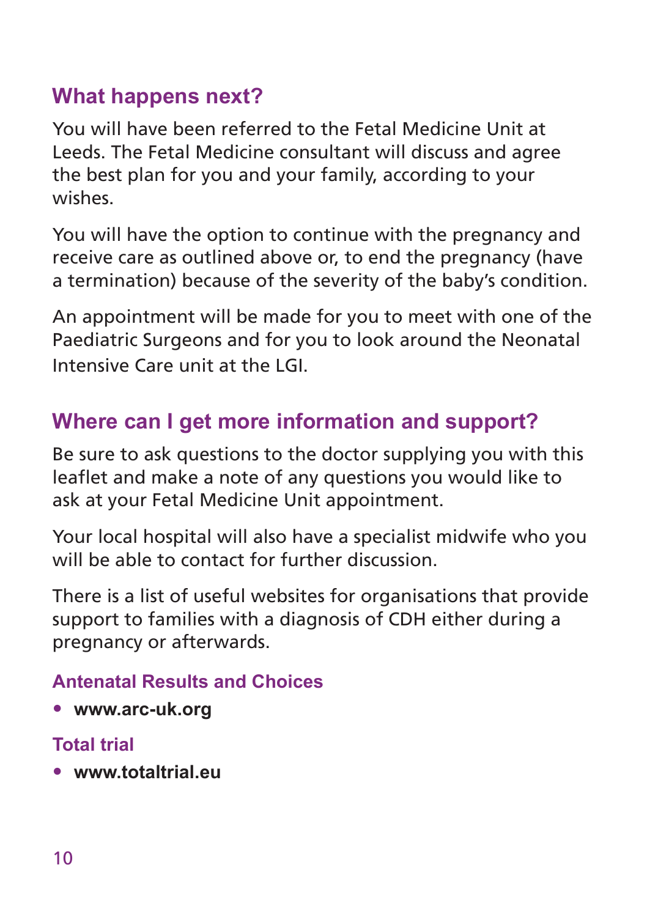## What happens next?

You will have been referred to the Fetal Medicine Unit at Leeds. The Fetal Medicine consultant will discuss and agree the best plan for you and your family, according to your wishes.

You will have the option to continue with the pregnancy and receive care as outlined above or, to end the pregnancy (have a termination) because of the severity of the baby's condition.

An appointment will be made for you to meet with one of the Paediatric Surgeons and for you to look around the Neonatal Intensive Care unit at the LGI.

## Where can I get more information and support?

Be sure to ask questions to the doctor supplying you with this leaflet and make a note of any questions you would like to ask at your Fetal Medicine Unit appointment.

Your local hospital will also have a specialist midwife who you will be able to contact for further discussion.

There is a list of useful websites for organisations that provide support to families with a diagnosis of CDH either during a pregnancy or afterwards.

### Antenatal Results and Choices

- **www.arc-uk.org**

### Total trial

- **www.totaltrial.eu**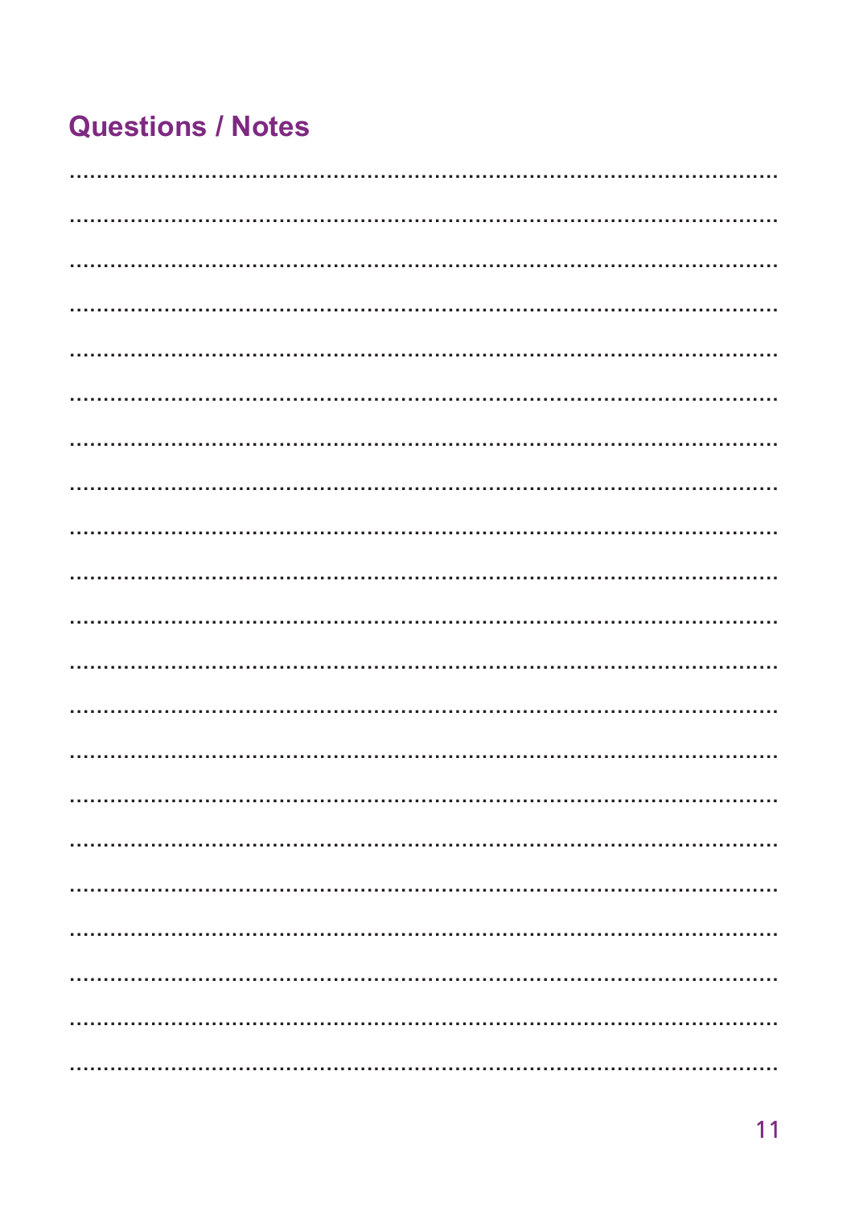## Questions / Notes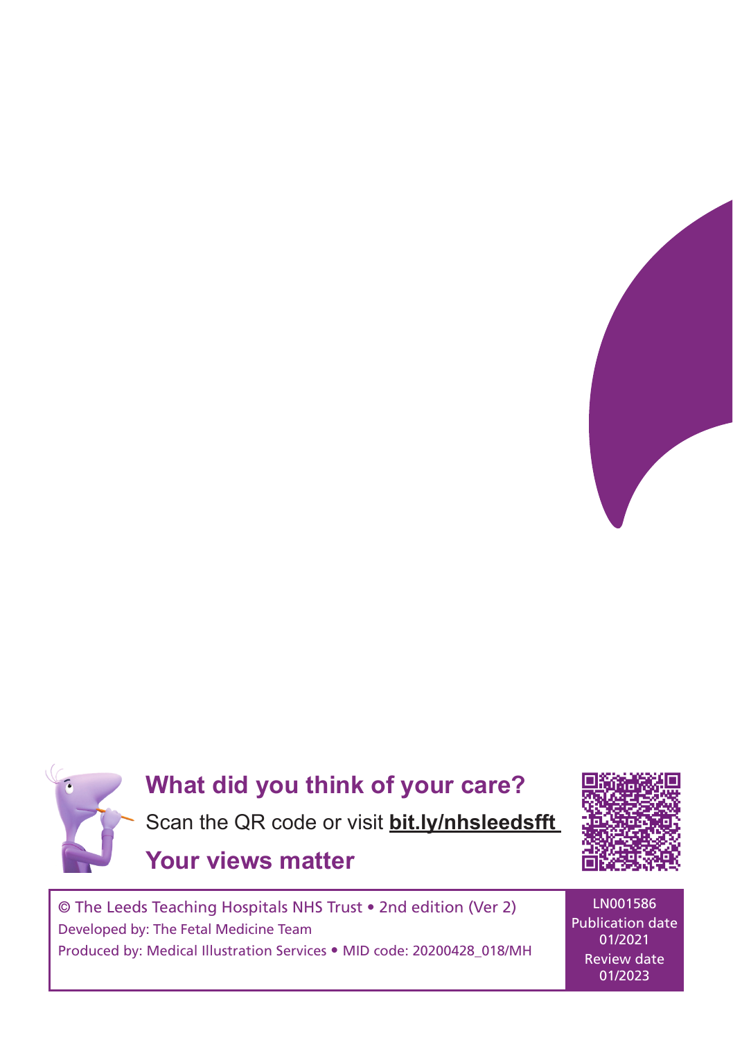## What did you think of your care?

Scan the QR code or visit **bit.ly/nhsleedsfft**

## Your views matter

© The Leeds Teaching Hospitals NHS Trust • 2nd edition (Ver 2)
Developed by: The Fetal Medicine Team
Produced by: Medical Illustration Services • MID code: 20200428_018/MH

LN001586
Publication date
01/2021
Review date
01/2023